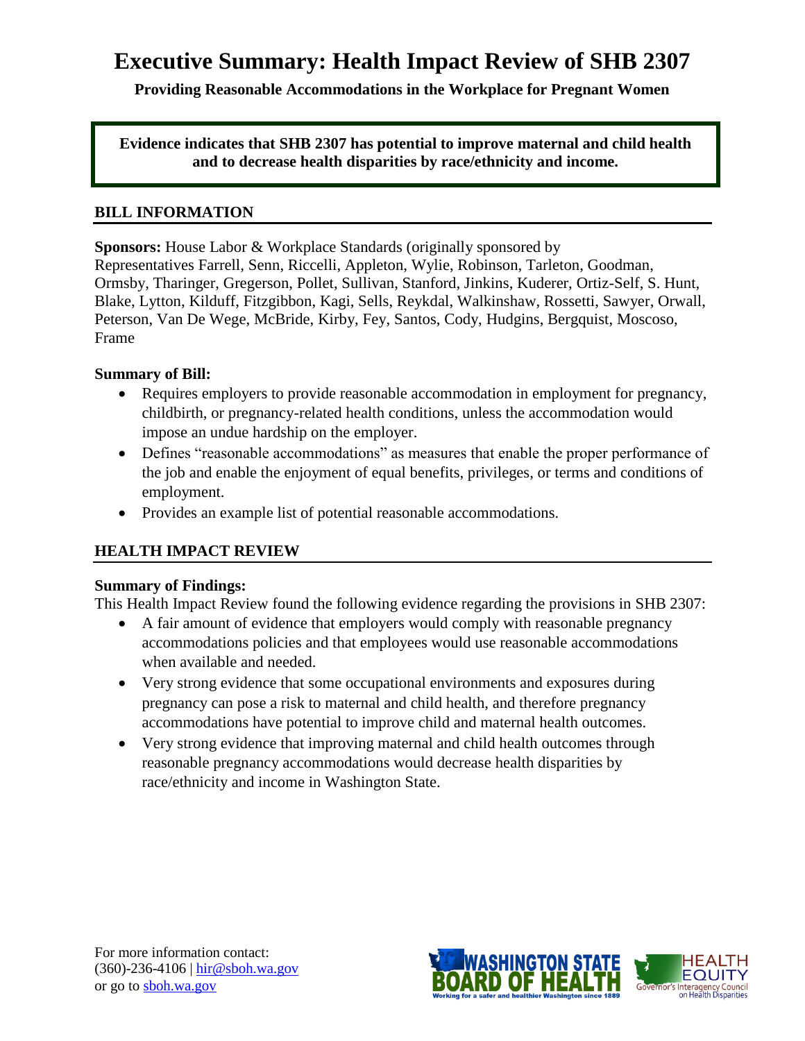# Executive Summary: Health Impact Review of SHB 2307

**Providing Reasonable Accommodations in the Workplace for Pregnant Women**

**Evidence indicates that SHB 2307 has potential to improve maternal and child health and to decrease health disparities by race/ethnicity and income.**

## BILL INFORMATION

**Sponsors:** House Labor & Workplace Standards (originally sponsored by Representatives Farrell, Senn, Riccelli, Appleton, Wylie, Robinson, Tarleton, Goodman, Ormsby, Tharinger, Gregerson, Pollet, Sullivan, Stanford, Jinkins, Kuderer, Ortiz-Self, S. Hunt, Blake, Lytton, Kilduff, Fitzgibbon, Kagi, Sells, Reykdal, Walkinshaw, Rossetti, Sawyer, Orwall, Peterson, Van De Wege, McBride, Kirby, Fey, Santos, Cody, Hudgins, Bergquist, Moscoso, Frame

**Summary of Bill:**

- Requires employers to provide reasonable accommodation in employment for pregnancy, childbirth, or pregnancy-related health conditions, unless the accommodation would impose an undue hardship on the employer.
- Defines "reasonable accommodations" as measures that enable the proper performance of the job and enable the enjoyment of equal benefits, privileges, or terms and conditions of employment.
- Provides an example list of potential reasonable accommodations.

## HEALTH IMPACT REVIEW

**Summary of Findings:**

This Health Impact Review found the following evidence regarding the provisions in SHB 2307:

- A fair amount of evidence that employers would comply with reasonable pregnancy accommodations policies and that employees would use reasonable accommodations when available and needed.
- Very strong evidence that some occupational environments and exposures during pregnancy can pose a risk to maternal and child health, and therefore pregnancy accommodations have potential to improve child and maternal health outcomes.
- Very strong evidence that improving maternal and child health outcomes through reasonable pregnancy accommodations would decrease health disparities by race/ethnicity and income in Washington State.

For more information contact:
(360)-236-4106 | hir@sboh.wa.gov
or go to sboh.wa.gov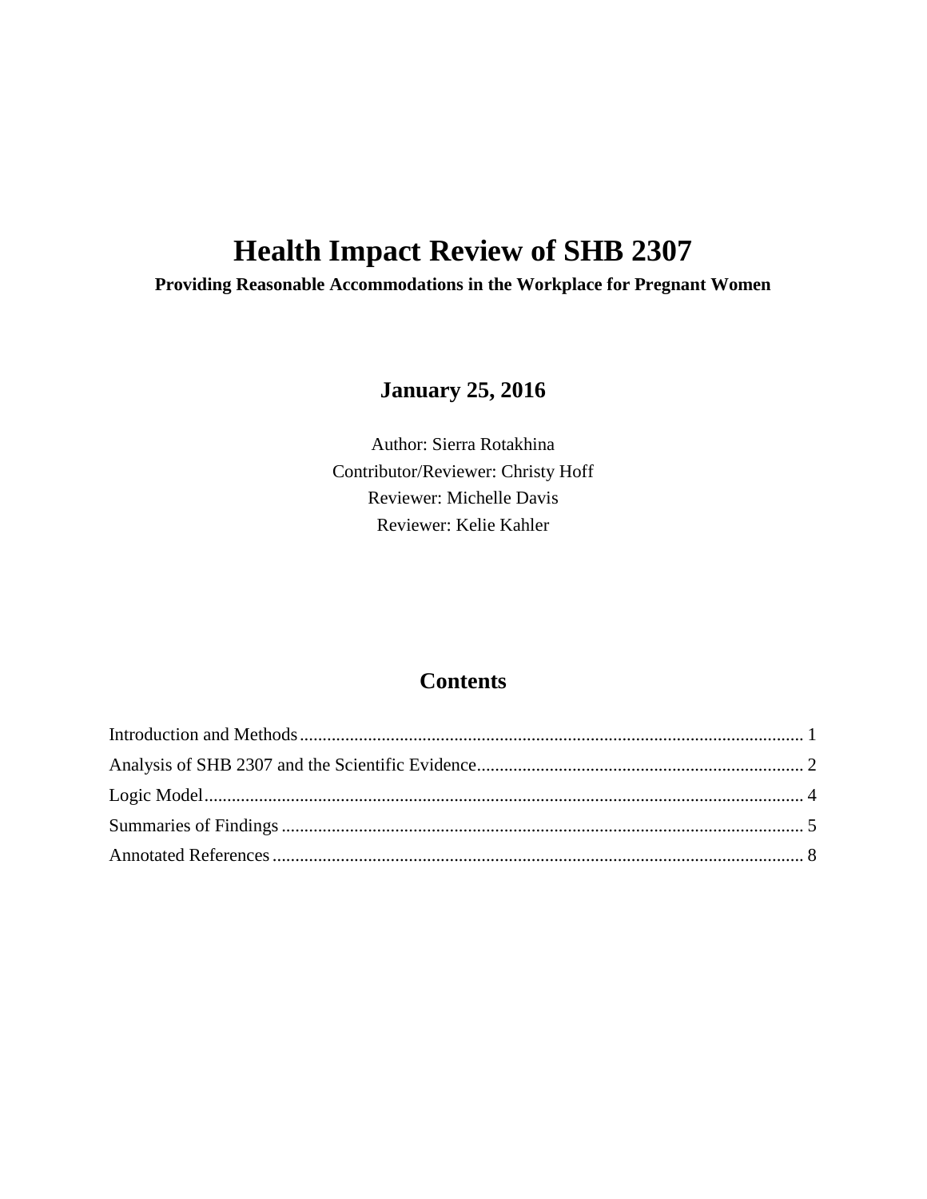# Health Impact Review of SHB 2307

**Providing Reasonable Accommodations in the Workplace for Pregnant Women**

**January 25, 2016**

Author: Sierra Rotakhina
Contributor/Reviewer: Christy Hoff
Reviewer: Michelle Davis
Reviewer: Kelie Kahler

## Contents

Introduction and Methods ........................................................ 1
Analysis of SHB 2307 and the Scientific Evidence ........................................................ 2
Logic Model ........................................................ 4
Summaries of Findings ........................................................ 5
Annotated References ........................................................ 8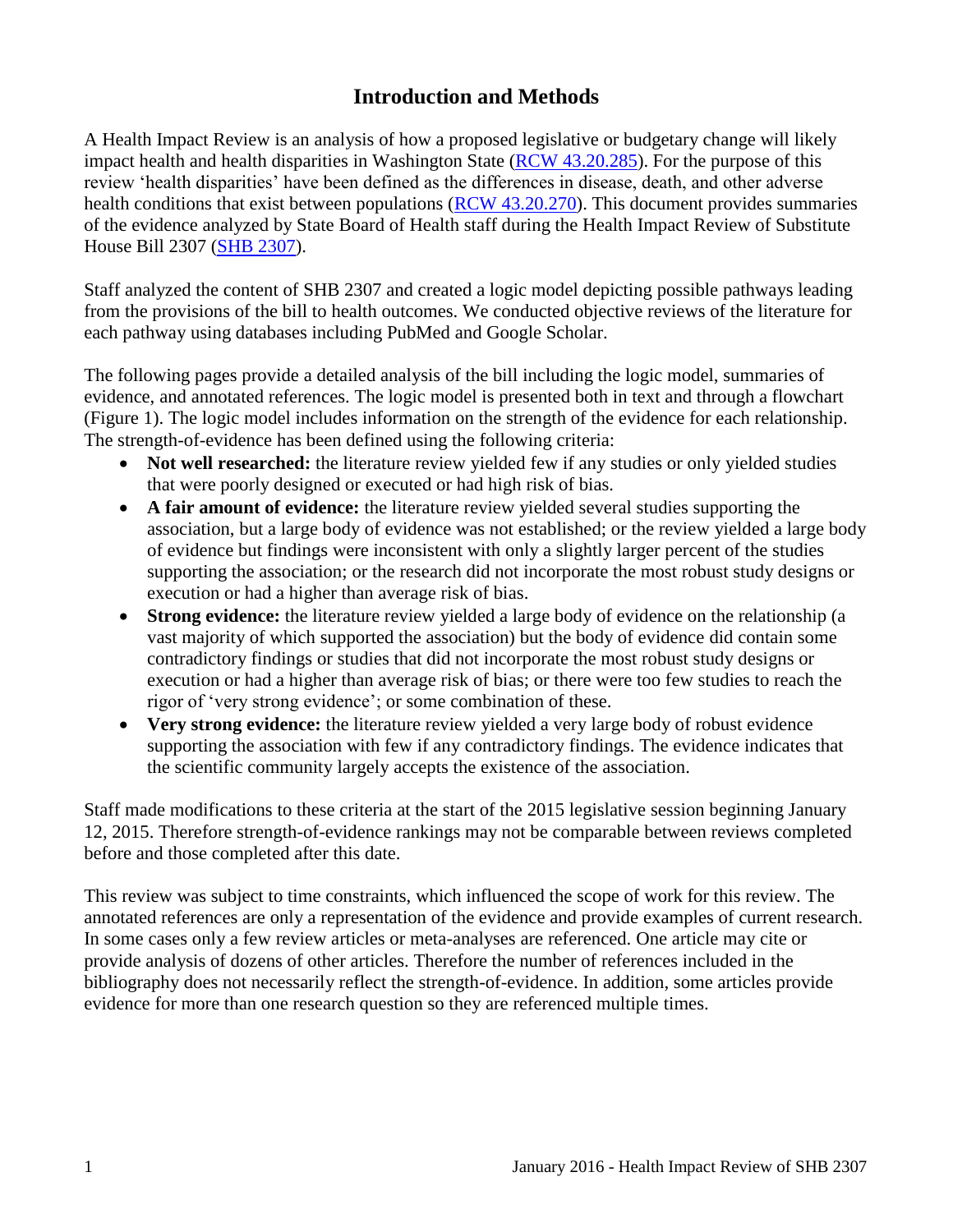# Introduction and Methods

A Health Impact Review is an analysis of how a proposed legislative or budgetary change will likely impact health and health disparities in Washington State ([RCW 43.20.285](RCW 43.20.285)). For the purpose of this review 'health disparities' have been defined as the differences in disease, death, and other adverse health conditions that exist between populations ([RCW 43.20.270](RCW 43.20.270)). This document provides summaries of the evidence analyzed by State Board of Health staff during the Health Impact Review of Substitute House Bill 2307 ([SHB 2307](SHB 2307)).

Staff analyzed the content of SHB 2307 and created a logic model depicting possible pathways leading from the provisions of the bill to health outcomes. We conducted objective reviews of the literature for each pathway using databases including PubMed and Google Scholar.

The following pages provide a detailed analysis of the bill including the logic model, summaries of evidence, and annotated references. The logic model is presented both in text and through a flowchart (Figure 1). The logic model includes information on the strength of the evidence for each relationship. The strength-of-evidence has been defined using the following criteria:

- **Not well researched:** the literature review yielded few if any studies or only yielded studies that were poorly designed or executed or had high risk of bias.
- **A fair amount of evidence:** the literature review yielded several studies supporting the association, but a large body of evidence was not established; or the review yielded a large body of evidence but findings were inconsistent with only a slightly larger percent of the studies supporting the association; or the research did not incorporate the most robust study designs or execution or had a higher than average risk of bias.
- **Strong evidence:** the literature review yielded a large body of evidence on the relationship (a vast majority of which supported the association) but the body of evidence did contain some contradictory findings or studies that did not incorporate the most robust study designs or execution or had a higher than average risk of bias; or there were too few studies to reach the rigor of 'very strong evidence'; or some combination of these.
- **Very strong evidence:** the literature review yielded a very large body of robust evidence supporting the association with few if any contradictory findings. The evidence indicates that the scientific community largely accepts the existence of the association.

Staff made modifications to these criteria at the start of the 2015 legislative session beginning January 12, 2015. Therefore strength-of-evidence rankings may not be comparable between reviews completed before and those completed after this date.

This review was subject to time constraints, which influenced the scope of work for this review. The annotated references are only a representation of the evidence and provide examples of current research. In some cases only a few review articles or meta-analyses are referenced. One article may cite or provide analysis of dozens of other articles. Therefore the number of references included in the bibliography does not necessarily reflect the strength-of-evidence. In addition, some articles provide evidence for more than one research question so they are referenced multiple times.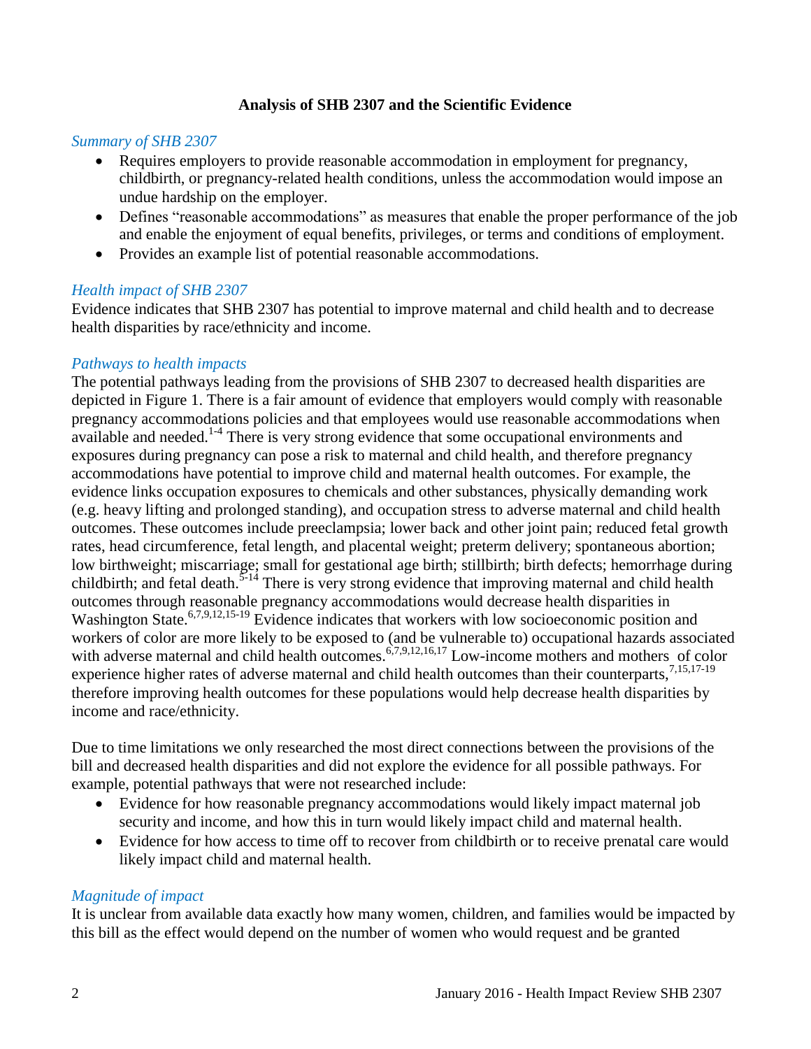**Analysis of SHB 2307 and the Scientific Evidence**

*Summary of SHB 2307*

- Requires employers to provide reasonable accommodation in employment for pregnancy, childbirth, or pregnancy-related health conditions, unless the accommodation would impose an undue hardship on the employer.
- Defines "reasonable accommodations" as measures that enable the proper performance of the job and enable the enjoyment of equal benefits, privileges, or terms and conditions of employment.
- Provides an example list of potential reasonable accommodations.

*Health impact of SHB 2307*

Evidence indicates that SHB 2307 has potential to improve maternal and child health and to decrease health disparities by race/ethnicity and income.

*Pathways to health impacts*

The potential pathways leading from the provisions of SHB 2307 to decreased health disparities are depicted in Figure 1. There is a fair amount of evidence that employers would comply with reasonable pregnancy accommodations policies and that employees would use reasonable accommodations when available and needed.[1-4] There is very strong evidence that some occupational environments and exposures during pregnancy can pose a risk to maternal and child health, and therefore pregnancy accommodations have potential to improve child and maternal health outcomes. For example, the evidence links occupation exposures to chemicals and other substances, physically demanding work (e.g. heavy lifting and prolonged standing), and occupation stress to adverse maternal and child health outcomes. These outcomes include preeclampsia; lower back and other joint pain; reduced fetal growth rates, head circumference, fetal length, and placental weight; preterm delivery; spontaneous abortion; low birthweight; miscarriage; small for gestational age birth; stillbirth; birth defects; hemorrhage during childbirth; and fetal death.[5-14] There is very strong evidence that improving maternal and child health outcomes through reasonable pregnancy accommodations would decrease health disparities in Washington State.[6,7,9,12,15-19] Evidence indicates that workers with low socioeconomic position and workers of color are more likely to be exposed to (and be vulnerable to) occupational hazards associated with adverse maternal and child health outcomes.[6,7,9,12,16,17] Low-income mothers and mothers of color experience higher rates of adverse maternal and child health outcomes than their counterparts,[7,15,17-19] therefore improving health outcomes for these populations would help decrease health disparities by income and race/ethnicity.

Due to time limitations we only researched the most direct connections between the provisions of the bill and decreased health disparities and did not explore the evidence for all possible pathways. For example, potential pathways that were not researched include:

- Evidence for how reasonable pregnancy accommodations would likely impact maternal job security and income, and how this in turn would likely impact child and maternal health.
- Evidence for how access to time off to recover from childbirth or to receive prenatal care would likely impact child and maternal health.

*Magnitude of impact*

It is unclear from available data exactly how many women, children, and families would be impacted by this bill as the effect would depend on the number of women who would request and be granted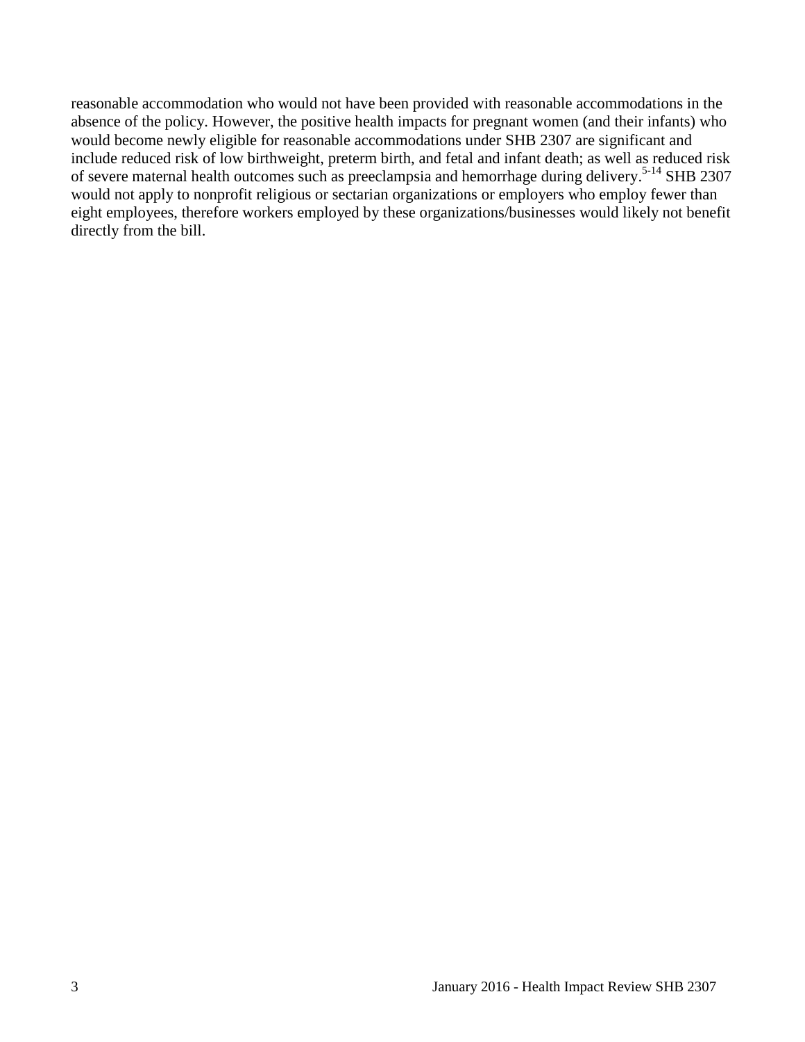reasonable accommodation who would not have been provided with reasonable accommodations in the absence of the policy. However, the positive health impacts for pregnant women (and their infants) who would become newly eligible for reasonable accommodations under SHB 2307 are significant and include reduced risk of low birthweight, preterm birth, and fetal and infant death; as well as reduced risk of severe maternal health outcomes such as preeclampsia and hemorrhage during delivery.[5-14] SHB 2307 would not apply to nonprofit religious or sectarian organizations or employers who employ fewer than eight employees, therefore workers employed by these organizations/businesses would likely not benefit directly from the bill.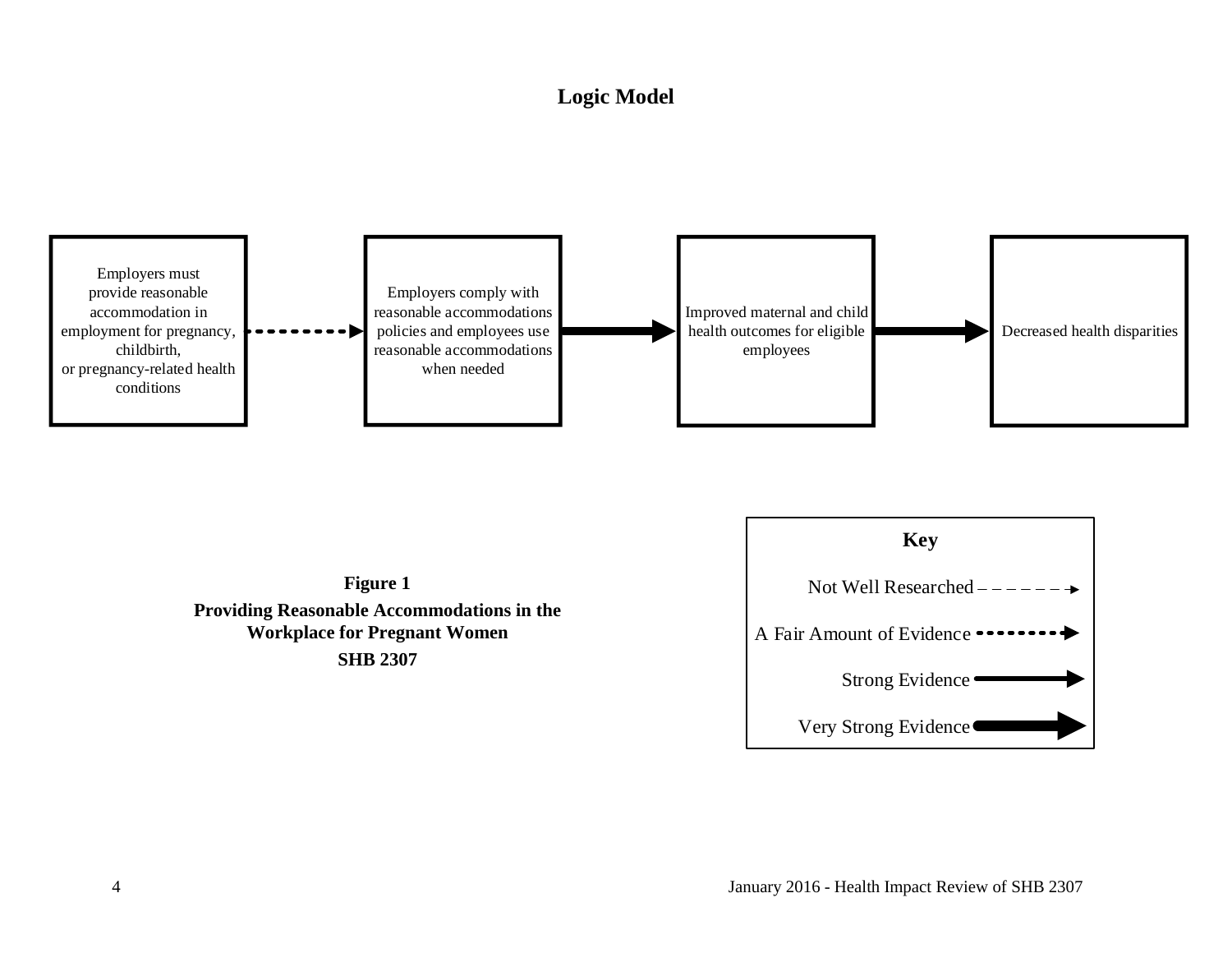## Logic Model

Employers must provide reasonable accommodation in employment for pregnancy, childbirth, or pregnancy-related health conditions

Employers comply with reasonable accommodations policies and employees use reasonable accommodations when needed

Improved maternal and child health outcomes for eligible employees

Decreased health disparities

**Key**

Not Well Researched

A Fair Amount of Evidence

Strong Evidence

Very Strong Evidence

**Figure 1**

**Providing Reasonable Accommodations in the Workplace for Pregnant Women**

**SHB 2307**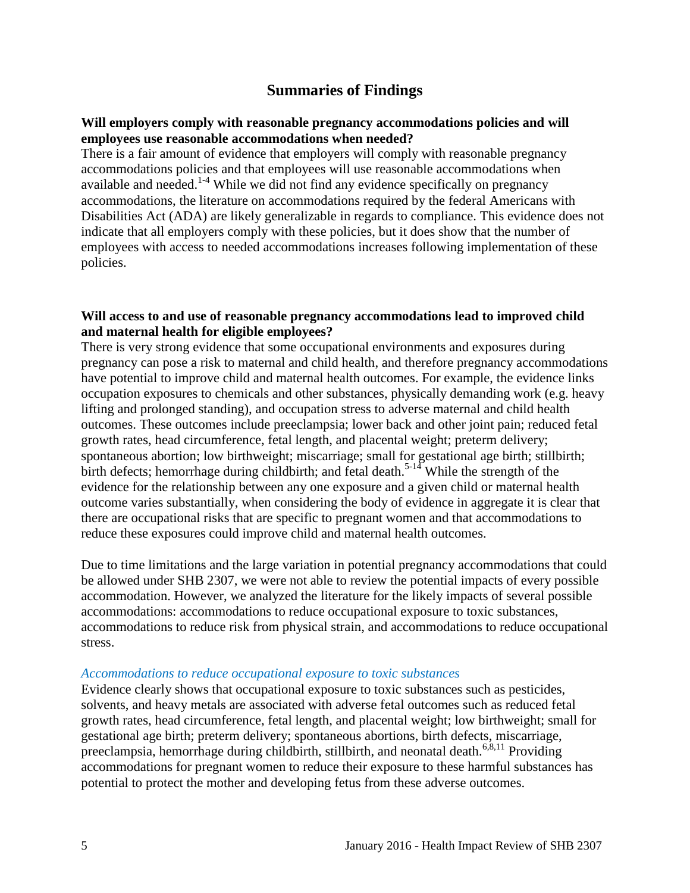## Summaries of Findings

**Will employers comply with reasonable pregnancy accommodations policies and will employees use reasonable accommodations when needed?**

There is a fair amount of evidence that employers will comply with reasonable pregnancy accommodations policies and that employees will use reasonable accommodations when available and needed.[1-4] While we did not find any evidence specifically on pregnancy accommodations, the literature on accommodations required by the federal Americans with Disabilities Act (ADA) are likely generalizable in regards to compliance. This evidence does not indicate that all employers comply with these policies, but it does show that the number of employees with access to needed accommodations increases following implementation of these policies.

**Will access to and use of reasonable pregnancy accommodations lead to improved child and maternal health for eligible employees?**

There is very strong evidence that some occupational environments and exposures during pregnancy can pose a risk to maternal and child health, and therefore pregnancy accommodations have potential to improve child and maternal health outcomes. For example, the evidence links occupation exposures to chemicals and other substances, physically demanding work (e.g. heavy lifting and prolonged standing), and occupation stress to adverse maternal and child health outcomes. These outcomes include preeclampsia; lower back and other joint pain; reduced fetal growth rates, head circumference, fetal length, and placental weight; preterm delivery; spontaneous abortion; low birthweight; miscarriage; small for gestational age birth; stillbirth; birth defects; hemorrhage during childbirth; and fetal death.[5-14] While the strength of the evidence for the relationship between any one exposure and a given child or maternal health outcome varies substantially, when considering the body of evidence in aggregate it is clear that there are occupational risks that are specific to pregnant women and that accommodations to reduce these exposures could improve child and maternal health outcomes.

Due to time limitations and the large variation in potential pregnancy accommodations that could be allowed under SHB 2307, we were not able to review the potential impacts of every possible accommodation. However, we analyzed the literature for the likely impacts of several possible accommodations: accommodations to reduce occupational exposure to toxic substances, accommodations to reduce risk from physical strain, and accommodations to reduce occupational stress.

*Accommodations to reduce occupational exposure to toxic substances*

Evidence clearly shows that occupational exposure to toxic substances such as pesticides, solvents, and heavy metals are associated with adverse fetal outcomes such as reduced fetal growth rates, head circumference, fetal length, and placental weight; low birthweight; small for gestational age birth; preterm delivery; spontaneous abortions, birth defects, miscarriage, preeclampsia, hemorrhage during childbirth, stillbirth, and neonatal death.[6,8,11] Providing accommodations for pregnant women to reduce their exposure to these harmful substances has potential to protect the mother and developing fetus from these adverse outcomes.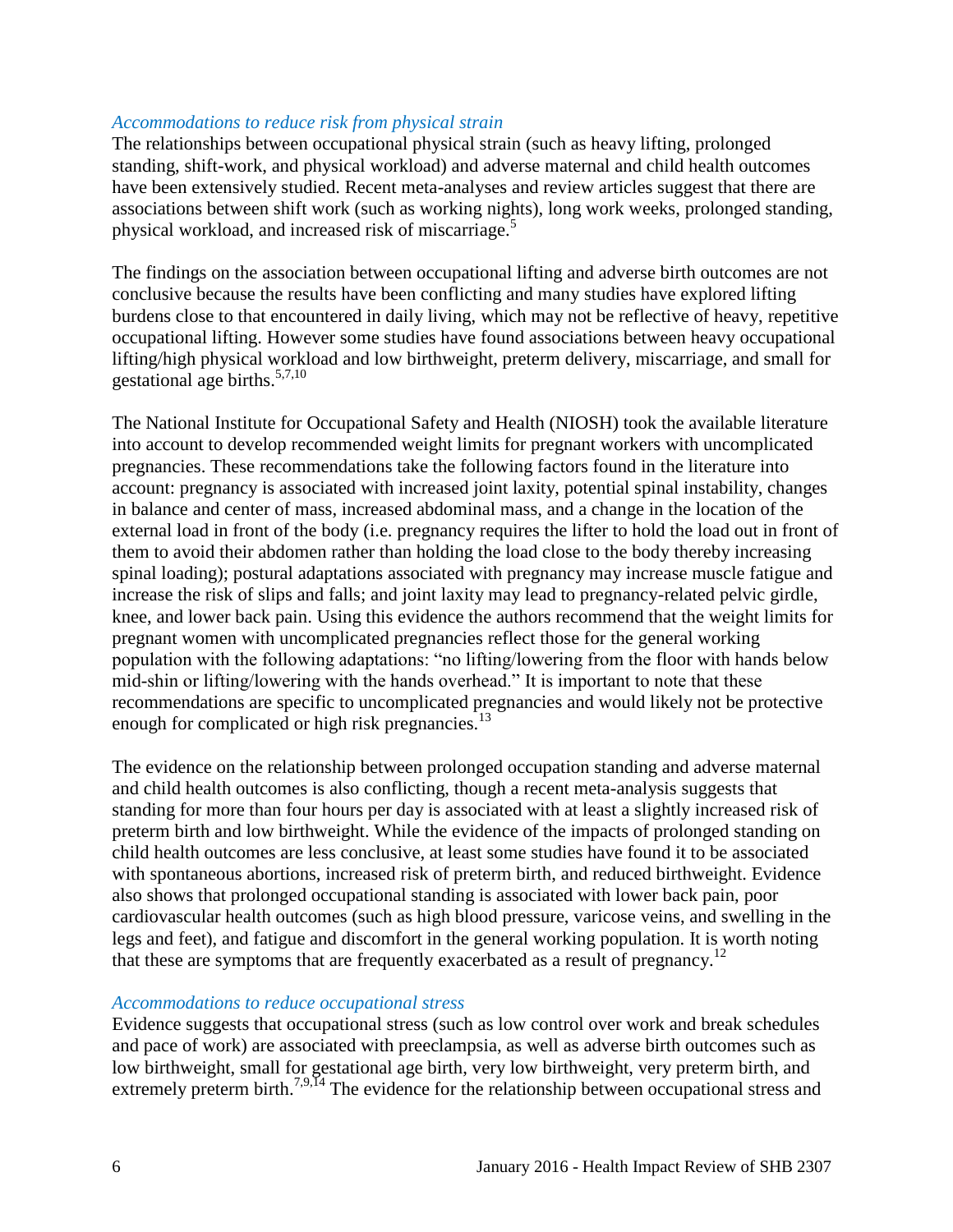### *Accommodations to reduce risk from physical strain*

The relationships between occupational physical strain (such as heavy lifting, prolonged standing, shift-work, and physical workload) and adverse maternal and child health outcomes have been extensively studied. Recent meta-analyses and review articles suggest that there are associations between shift work (such as working nights), long work weeks, prolonged standing, physical workload, and increased risk of miscarriage.[5]

The findings on the association between occupational lifting and adverse birth outcomes are not conclusive because the results have been conflicting and many studies have explored lifting burdens close to that encountered in daily living, which may not be reflective of heavy, repetitive occupational lifting. However some studies have found associations between heavy occupational lifting/high physical workload and low birthweight, preterm delivery, miscarriage, and small for gestational age births.[5,7,10]

The National Institute for Occupational Safety and Health (NIOSH) took the available literature into account to develop recommended weight limits for pregnant workers with uncomplicated pregnancies. These recommendations take the following factors found in the literature into account: pregnancy is associated with increased joint laxity, potential spinal instability, changes in balance and center of mass, increased abdominal mass, and a change in the location of the external load in front of the body (i.e. pregnancy requires the lifter to hold the load out in front of them to avoid their abdomen rather than holding the load close to the body thereby increasing spinal loading); postural adaptations associated with pregnancy may increase muscle fatigue and increase the risk of slips and falls; and joint laxity may lead to pregnancy-related pelvic girdle, knee, and lower back pain. Using this evidence the authors recommend that the weight limits for pregnant women with uncomplicated pregnancies reflect those for the general working population with the following adaptations: "no lifting/lowering from the floor with hands below mid-shin or lifting/lowering with the hands overhead." It is important to note that these recommendations are specific to uncomplicated pregnancies and would likely not be protective enough for complicated or high risk pregnancies.[13]

The evidence on the relationship between prolonged occupation standing and adverse maternal and child health outcomes is also conflicting, though a recent meta-analysis suggests that standing for more than four hours per day is associated with at least a slightly increased risk of preterm birth and low birthweight. While the evidence of the impacts of prolonged standing on child health outcomes are less conclusive, at least some studies have found it to be associated with spontaneous abortions, increased risk of preterm birth, and reduced birthweight. Evidence also shows that prolonged occupational standing is associated with lower back pain, poor cardiovascular health outcomes (such as high blood pressure, varicose veins, and swelling in the legs and feet), and fatigue and discomfort in the general working population. It is worth noting that these are symptoms that are frequently exacerbated as a result of pregnancy.[12]

### *Accommodations to reduce occupational stress*

Evidence suggests that occupational stress (such as low control over work and break schedules and pace of work) are associated with preeclampsia, as well as adverse birth outcomes such as low birthweight, small for gestational age birth, very low birthweight, very preterm birth, and extremely preterm birth.[7,9,14] The evidence for the relationship between occupational stress and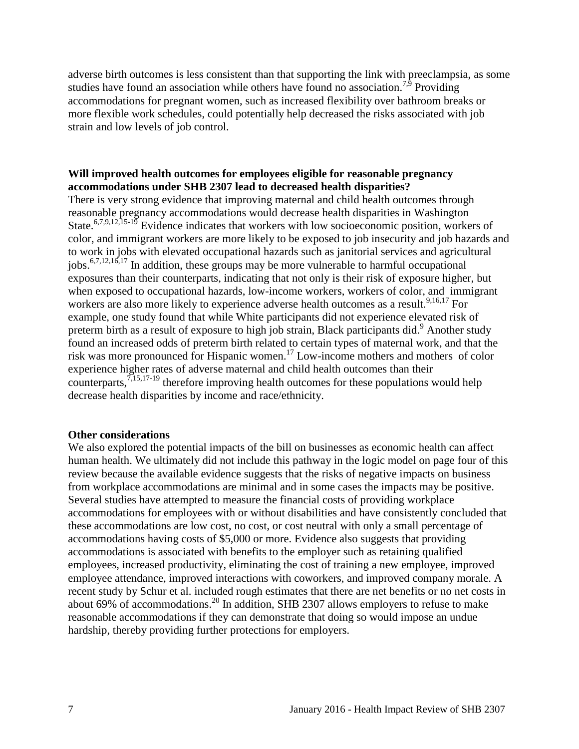adverse birth outcomes is less consistent than that supporting the link with preeclampsia, as some studies have found an association while others have found no association.[7,9] Providing accommodations for pregnant women, such as increased flexibility over bathroom breaks or more flexible work schedules, could potentially help decreased the risks associated with job strain and low levels of job control.

**Will improved health outcomes for employees eligible for reasonable pregnancy accommodations under SHB 2307 lead to decreased health disparities?**

There is very strong evidence that improving maternal and child health outcomes through reasonable pregnancy accommodations would decrease health disparities in Washington State.[6,7,9,12,15-19] Evidence indicates that workers with low socioeconomic position, workers of color, and immigrant workers are more likely to be exposed to job insecurity and job hazards and to work in jobs with elevated occupational hazards such as janitorial services and agricultural jobs.[6,7,12,16,17] In addition, these groups may be more vulnerable to harmful occupational exposures than their counterparts, indicating that not only is their risk of exposure higher, but when exposed to occupational hazards, low-income workers, workers of color, and immigrant workers are also more likely to experience adverse health outcomes as a result.[9,16,17] For example, one study found that while White participants did not experience elevated risk of preterm birth as a result of exposure to high job strain, Black participants did.[9] Another study found an increased odds of preterm birth related to certain types of maternal work, and that the risk was more pronounced for Hispanic women.[17] Low-income mothers and mothers of color experience higher rates of adverse maternal and child health outcomes than their counterparts,[7,15,17-19] therefore improving health outcomes for these populations would help decrease health disparities by income and race/ethnicity.

**Other considerations**

We also explored the potential impacts of the bill on businesses as economic health can affect human health. We ultimately did not include this pathway in the logic model on page four of this review because the available evidence suggests that the risks of negative impacts on business from workplace accommodations are minimal and in some cases the impacts may be positive. Several studies have attempted to measure the financial costs of providing workplace accommodations for employees with or without disabilities and have consistently concluded that these accommodations are low cost, no cost, or cost neutral with only a small percentage of accommodations having costs of \$5,000 or more. Evidence also suggests that providing accommodations is associated with benefits to the employer such as retaining qualified employees, increased productivity, eliminating the cost of training a new employee, improved employee attendance, improved interactions with coworkers, and improved company morale. A recent study by Schur et al. included rough estimates that there are net benefits or no net costs in about 69% of accommodations.[20] In addition, SHB 2307 allows employers to refuse to make reasonable accommodations if they can demonstrate that doing so would impose an undue hardship, thereby providing further protections for employers.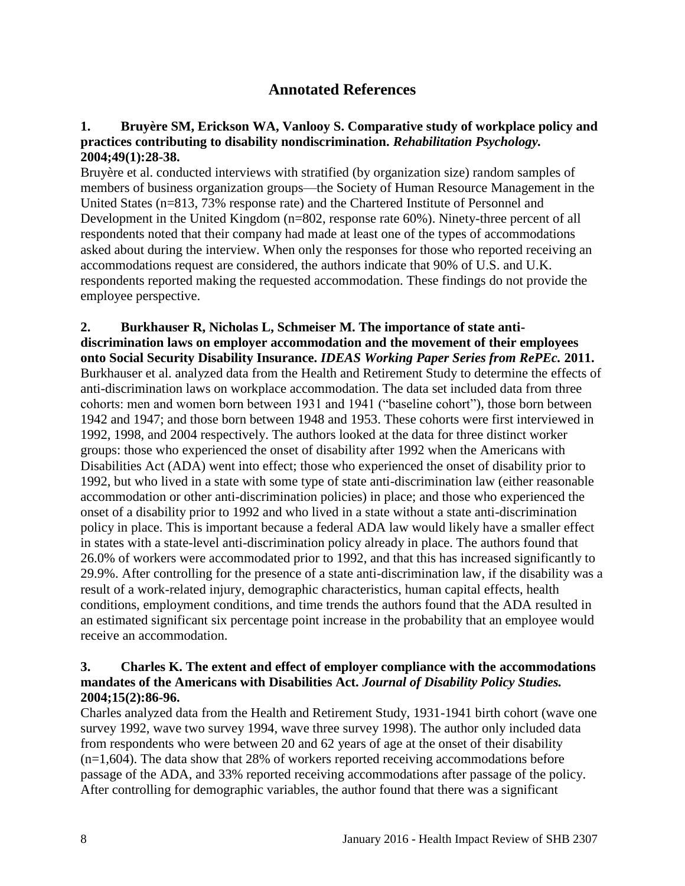## Annotated References

**1. Bruyère SM, Erickson WA, Vanlooy S. Comparative study of workplace policy and practices contributing to disability nondiscrimination. *Rehabilitation Psychology.* 2004;49(1):28-38.**

Bruyère et al. conducted interviews with stratified (by organization size) random samples of members of business organization groups—the Society of Human Resource Management in the United States (n=813, 73% response rate) and the Chartered Institute of Personnel and Development in the United Kingdom (n=802, response rate 60%). Ninety-three percent of all respondents noted that their company had made at least one of the types of accommodations asked about during the interview. When only the responses for those who reported receiving an accommodations request are considered, the authors indicate that 90% of U.S. and U.K. respondents reported making the requested accommodation. These findings do not provide the employee perspective.

**2. Burkhauser R, Nicholas L, Schmeiser M. The importance of state anti-discrimination laws on employer accommodation and the movement of their employees onto Social Security Disability Insurance. *IDEAS Working Paper Series from RePEc.* 2011.**

Burkhauser et al. analyzed data from the Health and Retirement Study to determine the effects of anti-discrimination laws on workplace accommodation. The data set included data from three cohorts: men and women born between 1931 and 1941 ("baseline cohort"), those born between 1942 and 1947; and those born between 1948 and 1953. These cohorts were first interviewed in 1992, 1998, and 2004 respectively. The authors looked at the data for three distinct worker groups: those who experienced the onset of disability after 1992 when the Americans with Disabilities Act (ADA) went into effect; those who experienced the onset of disability prior to 1992, but who lived in a state with some type of state anti-discrimination law (either reasonable accommodation or other anti-discrimination policies) in place; and those who experienced the onset of a disability prior to 1992 and who lived in a state without a state anti-discrimination policy in place. This is important because a federal ADA law would likely have a smaller effect in states with a state-level anti-discrimination policy already in place. The authors found that 26.0% of workers were accommodated prior to 1992, and that this has increased significantly to 29.9%. After controlling for the presence of a state anti-discrimination law, if the disability was a result of a work-related injury, demographic characteristics, human capital effects, health conditions, employment conditions, and time trends the authors found that the ADA resulted in an estimated significant six percentage point increase in the probability that an employee would receive an accommodation.

**3. Charles K. The extent and effect of employer compliance with the accommodations mandates of the Americans with Disabilities Act. *Journal of Disability Policy Studies.* 2004;15(2):86-96.**

Charles analyzed data from the Health and Retirement Study, 1931-1941 birth cohort (wave one survey 1992, wave two survey 1994, wave three survey 1998). The author only included data from respondents who were between 20 and 62 years of age at the onset of their disability (n=1,604). The data show that 28% of workers reported receiving accommodations before passage of the ADA, and 33% reported receiving accommodations after passage of the policy. After controlling for demographic variables, the author found that there was a significant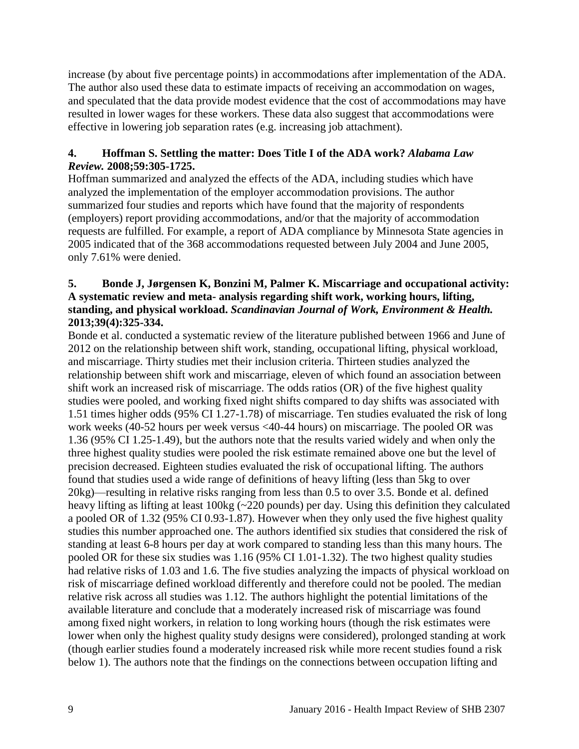increase (by about five percentage points) in accommodations after implementation of the ADA. The author also used these data to estimate impacts of receiving an accommodation on wages, and speculated that the data provide modest evidence that the cost of accommodations may have resulted in lower wages for these workers. These data also suggest that accommodations were effective in lowering job separation rates (e.g. increasing job attachment).

**4. Hoffman S. Settling the matter: Does Title I of the ADA work?** ***Alabama Law Review.*** **2008;59:305-1725.**

Hoffman summarized and analyzed the effects of the ADA, including studies which have analyzed the implementation of the employer accommodation provisions. The author summarized four studies and reports which have found that the majority of respondents (employers) report providing accommodations, and/or that the majority of accommodation requests are fulfilled. For example, a report of ADA compliance by Minnesota State agencies in 2005 indicated that of the 368 accommodations requested between July 2004 and June 2005, only 7.61% were denied.

**5. Bonde J, Jørgensen K, Bonzini M, Palmer K. Miscarriage and occupational activity: A systematic review and meta- analysis regarding shift work, working hours, lifting, standing, and physical workload.** ***Scandinavian Journal of Work, Environment & Health.*** **2013;39(4):325-334.**

Bonde et al. conducted a systematic review of the literature published between 1966 and June of 2012 on the relationship between shift work, standing, occupational lifting, physical workload, and miscarriage. Thirty studies met their inclusion criteria. Thirteen studies analyzed the relationship between shift work and miscarriage, eleven of which found an association between shift work an increased risk of miscarriage. The odds ratios (OR) of the five highest quality studies were pooled, and working fixed night shifts compared to day shifts was associated with 1.51 times higher odds (95% CI 1.27-1.78) of miscarriage. Ten studies evaluated the risk of long work weeks (40-52 hours per week versus <40-44 hours) on miscarriage. The pooled OR was 1.36 (95% CI 1.25-1.49), but the authors note that the results varied widely and when only the three highest quality studies were pooled the risk estimate remained above one but the level of precision decreased. Eighteen studies evaluated the risk of occupational lifting. The authors found that studies used a wide range of definitions of heavy lifting (less than 5kg to over 20kg)—resulting in relative risks ranging from less than 0.5 to over 3.5. Bonde et al. defined heavy lifting as lifting at least 100kg (~220 pounds) per day. Using this definition they calculated a pooled OR of 1.32 (95% CI 0.93-1.87). However when they only used the five highest quality studies this number approached one. The authors identified six studies that considered the risk of standing at least 6-8 hours per day at work compared to standing less than this many hours. The pooled OR for these six studies was 1.16 (95% CI 1.01-1.32). The two highest quality studies had relative risks of 1.03 and 1.6. The five studies analyzing the impacts of physical workload on risk of miscarriage defined workload differently and therefore could not be pooled. The median relative risk across all studies was 1.12. The authors highlight the potential limitations of the available literature and conclude that a moderately increased risk of miscarriage was found among fixed night workers, in relation to long working hours (though the risk estimates were lower when only the highest quality study designs were considered), prolonged standing at work (though earlier studies found a moderately increased risk while more recent studies found a risk below 1). The authors note that the findings on the connections between occupation lifting and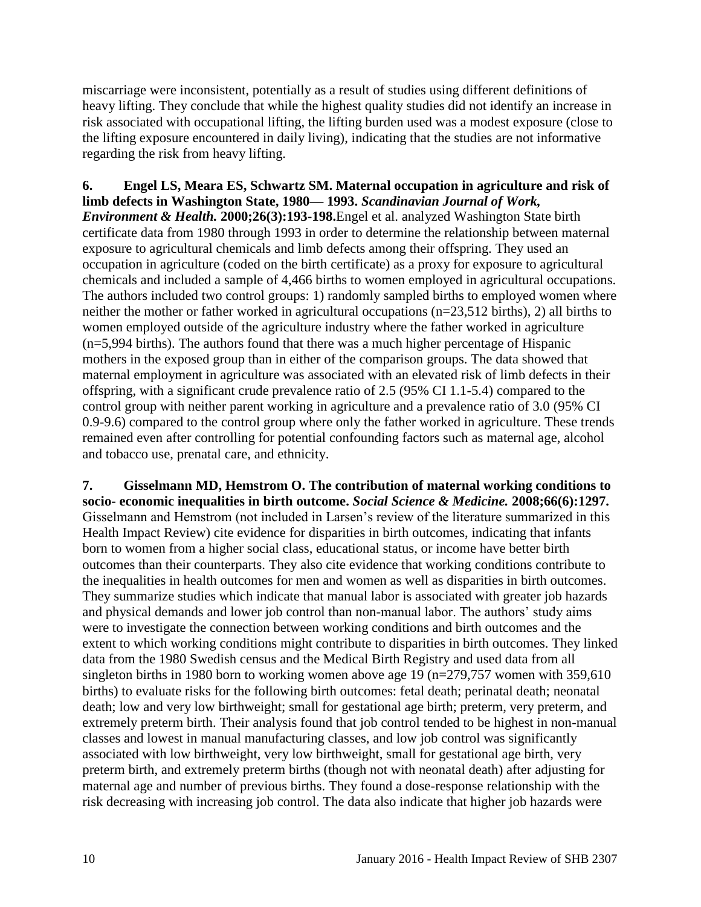miscarriage were inconsistent, potentially as a result of studies using different definitions of heavy lifting. They conclude that while the highest quality studies did not identify an increase in risk associated with occupational lifting, the lifting burden used was a modest exposure (close to the lifting exposure encountered in daily living), indicating that the studies are not informative regarding the risk from heavy lifting.

**6. Engel LS, Meara ES, Schwartz SM. Maternal occupation in agriculture and risk of limb defects in Washington State, 1980— 1993.** ***Scandinavian Journal of Work, Environment & Health.*** **2000;26(3):193-198.** Engel et al. analyzed Washington State birth certificate data from 1980 through 1993 in order to determine the relationship between maternal exposure to agricultural chemicals and limb defects among their offspring. They used an occupation in agriculture (coded on the birth certificate) as a proxy for exposure to agricultural chemicals and included a sample of 4,466 births to women employed in agricultural occupations. The authors included two control groups: 1) randomly sampled births to employed women where neither the mother or father worked in agricultural occupations (n=23,512 births), 2) all births to women employed outside of the agriculture industry where the father worked in agriculture (n=5,994 births). The authors found that there was a much higher percentage of Hispanic mothers in the exposed group than in either of the comparison groups. The data showed that maternal employment in agriculture was associated with an elevated risk of limb defects in their offspring, with a significant crude prevalence ratio of 2.5 (95% CI 1.1-5.4) compared to the control group with neither parent working in agriculture and a prevalence ratio of 3.0 (95% CI 0.9-9.6) compared to the control group where only the father worked in agriculture. These trends remained even after controlling for potential confounding factors such as maternal age, alcohol and tobacco use, prenatal care, and ethnicity.

**7. Gisselmann MD, Hemstrom O. The contribution of maternal working conditions to socio- economic inequalities in birth outcome.** ***Social Science & Medicine.*** **2008;66(6):1297.** Gisselmann and Hemstrom (not included in Larsen's review of the literature summarized in this Health Impact Review) cite evidence for disparities in birth outcomes, indicating that infants born to women from a higher social class, educational status, or income have better birth outcomes than their counterparts. They also cite evidence that working conditions contribute to the inequalities in health outcomes for men and women as well as disparities in birth outcomes. They summarize studies which indicate that manual labor is associated with greater job hazards and physical demands and lower job control than non-manual labor. The authors' study aims were to investigate the connection between working conditions and birth outcomes and the extent to which working conditions might contribute to disparities in birth outcomes. They linked data from the 1980 Swedish census and the Medical Birth Registry and used data from all singleton births in 1980 born to working women above age 19 (n=279,757 women with 359,610 births) to evaluate risks for the following birth outcomes: fetal death; perinatal death; neonatal death; low and very low birthweight; small for gestational age birth; preterm, very preterm, and extremely preterm birth. Their analysis found that job control tended to be highest in non-manual classes and lowest in manual manufacturing classes, and low job control was significantly associated with low birthweight, very low birthweight, small for gestational age birth, very preterm birth, and extremely preterm births (though not with neonatal death) after adjusting for maternal age and number of previous births. They found a dose-response relationship with the risk decreasing with increasing job control. The data also indicate that higher job hazards were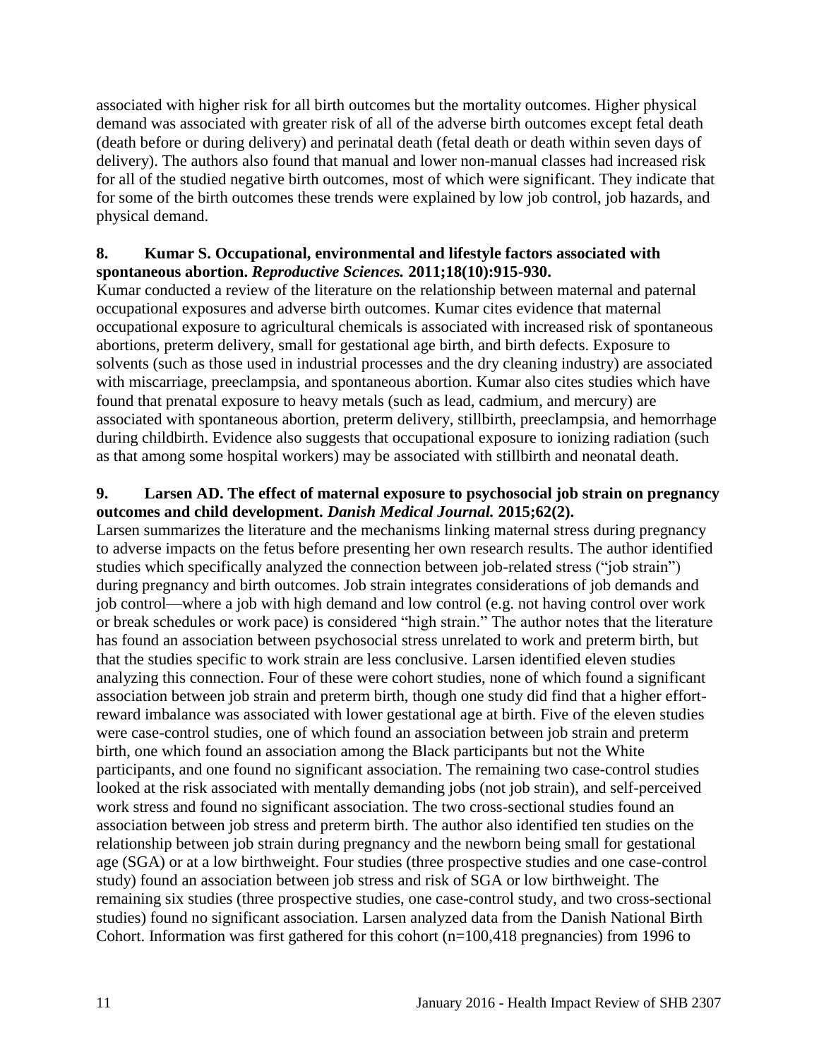associated with higher risk for all birth outcomes but the mortality outcomes. Higher physical demand was associated with greater risk of all of the adverse birth outcomes except fetal death (death before or during delivery) and perinatal death (fetal death or death within seven days of delivery). The authors also found that manual and lower non-manual classes had increased risk for all of the studied negative birth outcomes, most of which were significant. They indicate that for some of the birth outcomes these trends were explained by low job control, job hazards, and physical demand.

**8. Kumar S. Occupational, environmental and lifestyle factors associated with spontaneous abortion. *Reproductive Sciences.* 2011;18(10):915-930.**

Kumar conducted a review of the literature on the relationship between maternal and paternal occupational exposures and adverse birth outcomes. Kumar cites evidence that maternal occupational exposure to agricultural chemicals is associated with increased risk of spontaneous abortions, preterm delivery, small for gestational age birth, and birth defects. Exposure to solvents (such as those used in industrial processes and the dry cleaning industry) are associated with miscarriage, preeclampsia, and spontaneous abortion. Kumar also cites studies which have found that prenatal exposure to heavy metals (such as lead, cadmium, and mercury) are associated with spontaneous abortion, preterm delivery, stillbirth, preeclampsia, and hemorrhage during childbirth. Evidence also suggests that occupational exposure to ionizing radiation (such as that among some hospital workers) may be associated with stillbirth and neonatal death.

**9. Larsen AD. The effect of maternal exposure to psychosocial job strain on pregnancy outcomes and child development. *Danish Medical Journal.* 2015;62(2).**

Larsen summarizes the literature and the mechanisms linking maternal stress during pregnancy to adverse impacts on the fetus before presenting her own research results. The author identified studies which specifically analyzed the connection between job-related stress ("job strain") during pregnancy and birth outcomes. Job strain integrates considerations of job demands and job control—where a job with high demand and low control (e.g. not having control over work or break schedules or work pace) is considered "high strain." The author notes that the literature has found an association between psychosocial stress unrelated to work and preterm birth, but that the studies specific to work strain are less conclusive. Larsen identified eleven studies analyzing this connection. Four of these were cohort studies, none of which found a significant association between job strain and preterm birth, though one study did find that a higher effort-reward imbalance was associated with lower gestational age at birth. Five of the eleven studies were case-control studies, one of which found an association between job strain and preterm birth, one which found an association among the Black participants but not the White participants, and one found no significant association. The remaining two case-control studies looked at the risk associated with mentally demanding jobs (not job strain), and self-perceived work stress and found no significant association. The two cross-sectional studies found an association between job stress and preterm birth. The author also identified ten studies on the relationship between job strain during pregnancy and the newborn being small for gestational age (SGA) or at a low birthweight. Four studies (three prospective studies and one case-control study) found an association between job stress and risk of SGA or low birthweight. The remaining six studies (three prospective studies, one case-control study, and two cross-sectional studies) found no significant association. Larsen analyzed data from the Danish National Birth Cohort. Information was first gathered for this cohort (n=100,418 pregnancies) from 1996 to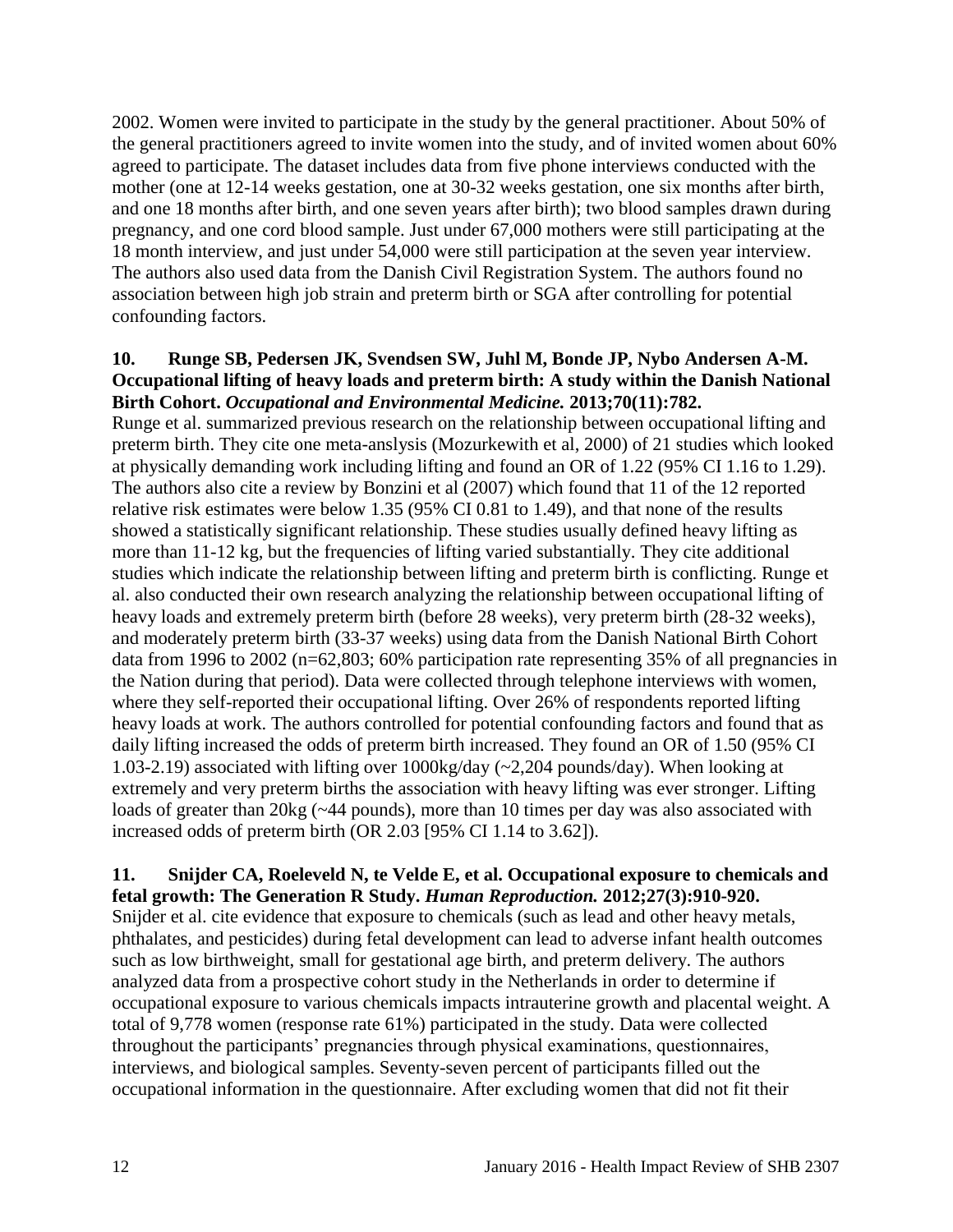2002. Women were invited to participate in the study by the general practitioner. About 50% of the general practitioners agreed to invite women into the study, and of invited women about 60% agreed to participate. The dataset includes data from five phone interviews conducted with the mother (one at 12-14 weeks gestation, one at 30-32 weeks gestation, one six months after birth, and one 18 months after birth, and one seven years after birth); two blood samples drawn during pregnancy, and one cord blood sample. Just under 67,000 mothers were still participating at the 18 month interview, and just under 54,000 were still participation at the seven year interview. The authors also used data from the Danish Civil Registration System. The authors found no association between high job strain and preterm birth or SGA after controlling for potential confounding factors.

**10. Runge SB, Pedersen JK, Svendsen SW, Juhl M, Bonde JP, Nybo Andersen A-M. Occupational lifting of heavy loads and preterm birth: A study within the Danish National Birth Cohort. *Occupational and Environmental Medicine.* 2013;70(11):782.**

Runge et al. summarized previous research on the relationship between occupational lifting and preterm birth. They cite one meta-anslysis (Mozurkewith et al, 2000) of 21 studies which looked at physically demanding work including lifting and found an OR of 1.22 (95% CI 1.16 to 1.29). The authors also cite a review by Bonzini et al (2007) which found that 11 of the 12 reported relative risk estimates were below 1.35 (95% CI 0.81 to 1.49), and that none of the results showed a statistically significant relationship. These studies usually defined heavy lifting as more than 11-12 kg, but the frequencies of lifting varied substantially. They cite additional studies which indicate the relationship between lifting and preterm birth is conflicting. Runge et al. also conducted their own research analyzing the relationship between occupational lifting of heavy loads and extremely preterm birth (before 28 weeks), very preterm birth (28-32 weeks), and moderately preterm birth (33-37 weeks) using data from the Danish National Birth Cohort data from 1996 to 2002 (n=62,803; 60% participation rate representing 35% of all pregnancies in the Nation during that period). Data were collected through telephone interviews with women, where they self-reported their occupational lifting. Over 26% of respondents reported lifting heavy loads at work. The authors controlled for potential confounding factors and found that as daily lifting increased the odds of preterm birth increased. They found an OR of 1.50 (95% CI 1.03-2.19) associated with lifting over 1000kg/day (~2,204 pounds/day). When looking at extremely and very preterm births the association with heavy lifting was ever stronger. Lifting loads of greater than 20kg (~44 pounds), more than 10 times per day was also associated with increased odds of preterm birth (OR 2.03 [95% CI 1.14 to 3.62]).

**11. Snijder CA, Roeleveld N, te Velde E, et al. Occupational exposure to chemicals and fetal growth: The Generation R Study. *Human Reproduction.* 2012;27(3):910-920.**

Snijder et al. cite evidence that exposure to chemicals (such as lead and other heavy metals, phthalates, and pesticides) during fetal development can lead to adverse infant health outcomes such as low birthweight, small for gestational age birth, and preterm delivery. The authors analyzed data from a prospective cohort study in the Netherlands in order to determine if occupational exposure to various chemicals impacts intrauterine growth and placental weight. A total of 9,778 women (response rate 61%) participated in the study. Data were collected throughout the participants' pregnancies through physical examinations, questionnaires, interviews, and biological samples. Seventy-seven percent of participants filled out the occupational information in the questionnaire. After excluding women that did not fit their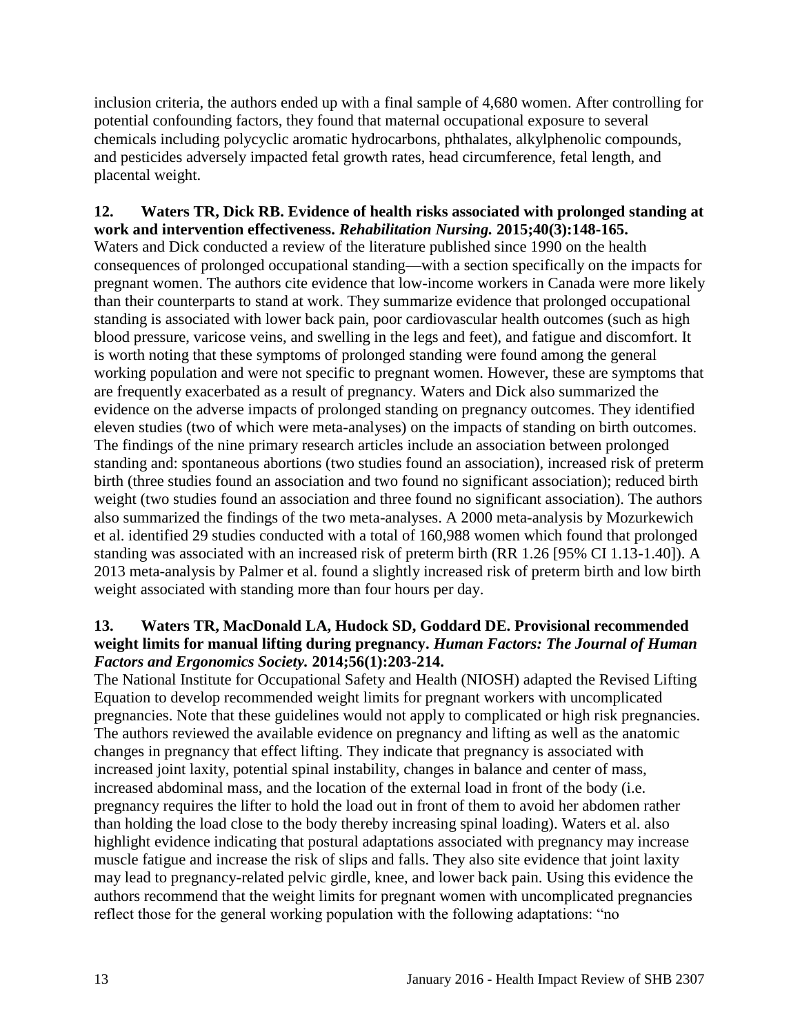inclusion criteria, the authors ended up with a final sample of 4,680 women. After controlling for potential confounding factors, they found that maternal occupational exposure to several chemicals including polycyclic aromatic hydrocarbons, phthalates, alkylphenolic compounds, and pesticides adversely impacted fetal growth rates, head circumference, fetal length, and placental weight.

**12. Waters TR, Dick RB. Evidence of health risks associated with prolonged standing at work and intervention effectiveness. *Rehabilitation Nursing.* 2015;40(3):148-165.**

Waters and Dick conducted a review of the literature published since 1990 on the health consequences of prolonged occupational standing—with a section specifically on the impacts for pregnant women. The authors cite evidence that low-income workers in Canada were more likely than their counterparts to stand at work. They summarize evidence that prolonged occupational standing is associated with lower back pain, poor cardiovascular health outcomes (such as high blood pressure, varicose veins, and swelling in the legs and feet), and fatigue and discomfort. It is worth noting that these symptoms of prolonged standing were found among the general working population and were not specific to pregnant women. However, these are symptoms that are frequently exacerbated as a result of pregnancy. Waters and Dick also summarized the evidence on the adverse impacts of prolonged standing on pregnancy outcomes. They identified eleven studies (two of which were meta-analyses) on the impacts of standing on birth outcomes. The findings of the nine primary research articles include an association between prolonged standing and: spontaneous abortions (two studies found an association), increased risk of preterm birth (three studies found an association and two found no significant association); reduced birth weight (two studies found an association and three found no significant association). The authors also summarized the findings of the two meta-analyses. A 2000 meta-analysis by Mozurkewich et al. identified 29 studies conducted with a total of 160,988 women which found that prolonged standing was associated with an increased risk of preterm birth (RR 1.26 [95% CI 1.13-1.40]). A 2013 meta-analysis by Palmer et al. found a slightly increased risk of preterm birth and low birth weight associated with standing more than four hours per day.

**13. Waters TR, MacDonald LA, Hudock SD, Goddard DE. Provisional recommended weight limits for manual lifting during pregnancy. *Human Factors: The Journal of Human Factors and Ergonomics Society.* 2014;56(1):203-214.**

The National Institute for Occupational Safety and Health (NIOSH) adapted the Revised Lifting Equation to develop recommended weight limits for pregnant workers with uncomplicated pregnancies. Note that these guidelines would not apply to complicated or high risk pregnancies. The authors reviewed the available evidence on pregnancy and lifting as well as the anatomic changes in pregnancy that effect lifting. They indicate that pregnancy is associated with increased joint laxity, potential spinal instability, changes in balance and center of mass, increased abdominal mass, and the location of the external load in front of the body (i.e. pregnancy requires the lifter to hold the load out in front of them to avoid her abdomen rather than holding the load close to the body thereby increasing spinal loading). Waters et al. also highlight evidence indicating that postural adaptations associated with pregnancy may increase muscle fatigue and increase the risk of slips and falls. They also site evidence that joint laxity may lead to pregnancy-related pelvic girdle, knee, and lower back pain. Using this evidence the authors recommend that the weight limits for pregnant women with uncomplicated pregnancies reflect those for the general working population with the following adaptations: "no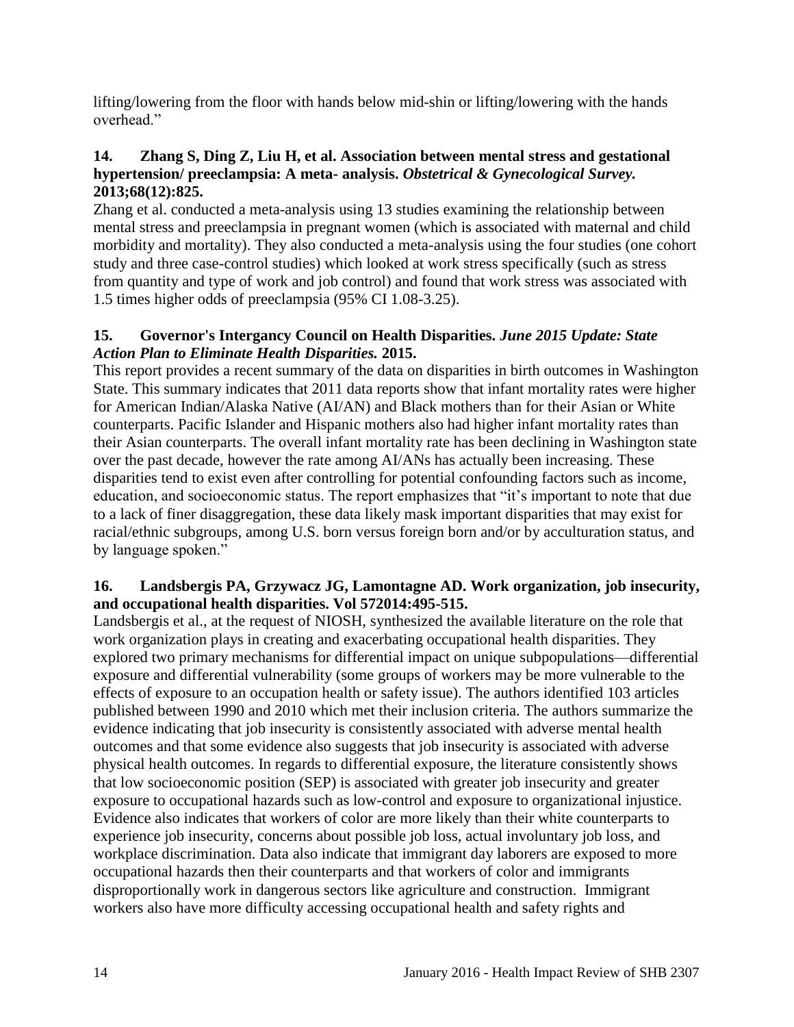lifting/lowering from the floor with hands below mid-shin or lifting/lowering with the hands overhead."

**14. Zhang S, Ding Z, Liu H, et al. Association between mental stress and gestational hypertension/ preeclampsia: A meta- analysis. *Obstetrical & Gynecological Survey.* 2013;68(12):825.**

Zhang et al. conducted a meta-analysis using 13 studies examining the relationship between mental stress and preeclampsia in pregnant women (which is associated with maternal and child morbidity and mortality). They also conducted a meta-analysis using the four studies (one cohort study and three case-control studies) which looked at work stress specifically (such as stress from quantity and type of work and job control) and found that work stress was associated with 1.5 times higher odds of preeclampsia (95% CI 1.08-3.25).

**15. Governor's Intergancy Council on Health Disparities. *June 2015 Update: State Action Plan to Eliminate Health Disparities.* 2015.**

This report provides a recent summary of the data on disparities in birth outcomes in Washington State. This summary indicates that 2011 data reports show that infant mortality rates were higher for American Indian/Alaska Native (AI/AN) and Black mothers than for their Asian or White counterparts. Pacific Islander and Hispanic mothers also had higher infant mortality rates than their Asian counterparts. The overall infant mortality rate has been declining in Washington state over the past decade, however the rate among AI/ANs has actually been increasing. These disparities tend to exist even after controlling for potential confounding factors such as income, education, and socioeconomic status. The report emphasizes that "it's important to note that due to a lack of finer disaggregation, these data likely mask important disparities that may exist for racial/ethnic subgroups, among U.S. born versus foreign born and/or by acculturation status, and by language spoken."

**16. Landsbergis PA, Grzywacz JG, Lamontagne AD. Work organization, job insecurity, and occupational health disparities. Vol 572014:495-515.**

Landsbergis et al., at the request of NIOSH, synthesized the available literature on the role that work organization plays in creating and exacerbating occupational health disparities. They explored two primary mechanisms for differential impact on unique subpopulations—differential exposure and differential vulnerability (some groups of workers may be more vulnerable to the effects of exposure to an occupation health or safety issue). The authors identified 103 articles published between 1990 and 2010 which met their inclusion criteria. The authors summarize the evidence indicating that job insecurity is consistently associated with adverse mental health outcomes and that some evidence also suggests that job insecurity is associated with adverse physical health outcomes. In regards to differential exposure, the literature consistently shows that low socioeconomic position (SEP) is associated with greater job insecurity and greater exposure to occupational hazards such as low-control and exposure to organizational injustice. Evidence also indicates that workers of color are more likely than their white counterparts to experience job insecurity, concerns about possible job loss, actual involuntary job loss, and workplace discrimination. Data also indicate that immigrant day laborers are exposed to more occupational hazards then their counterparts and that workers of color and immigrants disproportionally work in dangerous sectors like agriculture and construction. Immigrant workers also have more difficulty accessing occupational health and safety rights and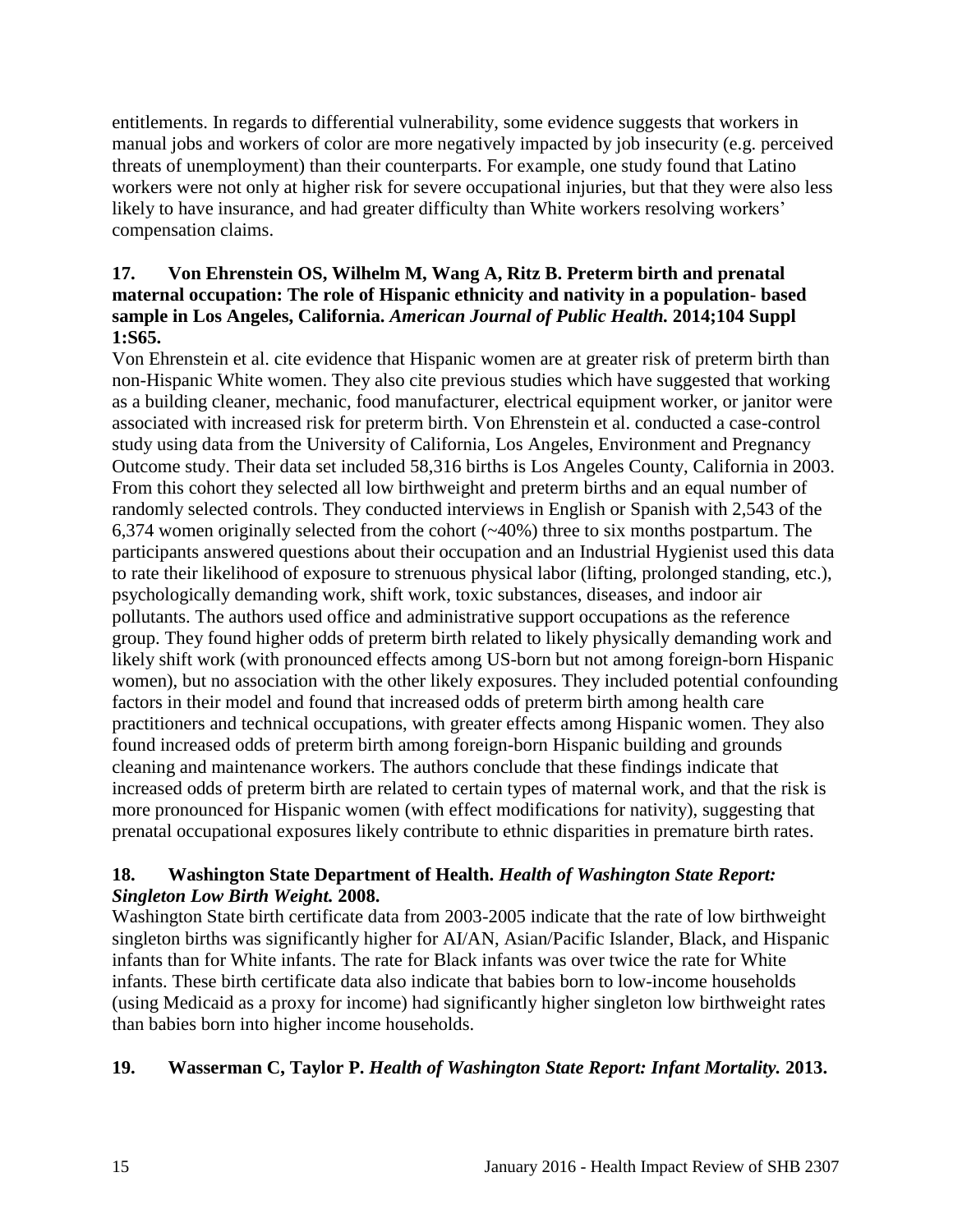entitlements. In regards to differential vulnerability, some evidence suggests that workers in manual jobs and workers of color are more negatively impacted by job insecurity (e.g. perceived threats of unemployment) than their counterparts. For example, one study found that Latino workers were not only at higher risk for severe occupational injuries, but that they were also less likely to have insurance, and had greater difficulty than White workers resolving workers' compensation claims.

**17. Von Ehrenstein OS, Wilhelm M, Wang A, Ritz B. Preterm birth and prenatal maternal occupation: The role of Hispanic ethnicity and nativity in a population- based sample in Los Angeles, California. *American Journal of Public Health.* 2014;104 Suppl 1:S65.**

Von Ehrenstein et al. cite evidence that Hispanic women are at greater risk of preterm birth than non-Hispanic White women. They also cite previous studies which have suggested that working as a building cleaner, mechanic, food manufacturer, electrical equipment worker, or janitor were associated with increased risk for preterm birth. Von Ehrenstein et al. conducted a case-control study using data from the University of California, Los Angeles, Environment and Pregnancy Outcome study. Their data set included 58,316 births is Los Angeles County, California in 2003. From this cohort they selected all low birthweight and preterm births and an equal number of randomly selected controls. They conducted interviews in English or Spanish with 2,543 of the 6,374 women originally selected from the cohort (~40%) three to six months postpartum. The participants answered questions about their occupation and an Industrial Hygienist used this data to rate their likelihood of exposure to strenuous physical labor (lifting, prolonged standing, etc.), psychologically demanding work, shift work, toxic substances, diseases, and indoor air pollutants. The authors used office and administrative support occupations as the reference group. They found higher odds of preterm birth related to likely physically demanding work and likely shift work (with pronounced effects among US-born but not among foreign-born Hispanic women), but no association with the other likely exposures. They included potential confounding factors in their model and found that increased odds of preterm birth among health care practitioners and technical occupations, with greater effects among Hispanic women. They also found increased odds of preterm birth among foreign-born Hispanic building and grounds cleaning and maintenance workers. The authors conclude that these findings indicate that increased odds of preterm birth are related to certain types of maternal work, and that the risk is more pronounced for Hispanic women (with effect modifications for nativity), suggesting that prenatal occupational exposures likely contribute to ethnic disparities in premature birth rates.

**18. Washington State Department of Health. *Health of Washington State Report: Singleton Low Birth Weight.* 2008.**

Washington State birth certificate data from 2003-2005 indicate that the rate of low birthweight singleton births was significantly higher for AI/AN, Asian/Pacific Islander, Black, and Hispanic infants than for White infants. The rate for Black infants was over twice the rate for White infants. These birth certificate data also indicate that babies born to low-income households (using Medicaid as a proxy for income) had significantly higher singleton low birthweight rates than babies born into higher income households.

**19. Wasserman C, Taylor P. *Health of Washington State Report: Infant Mortality.* 2013.**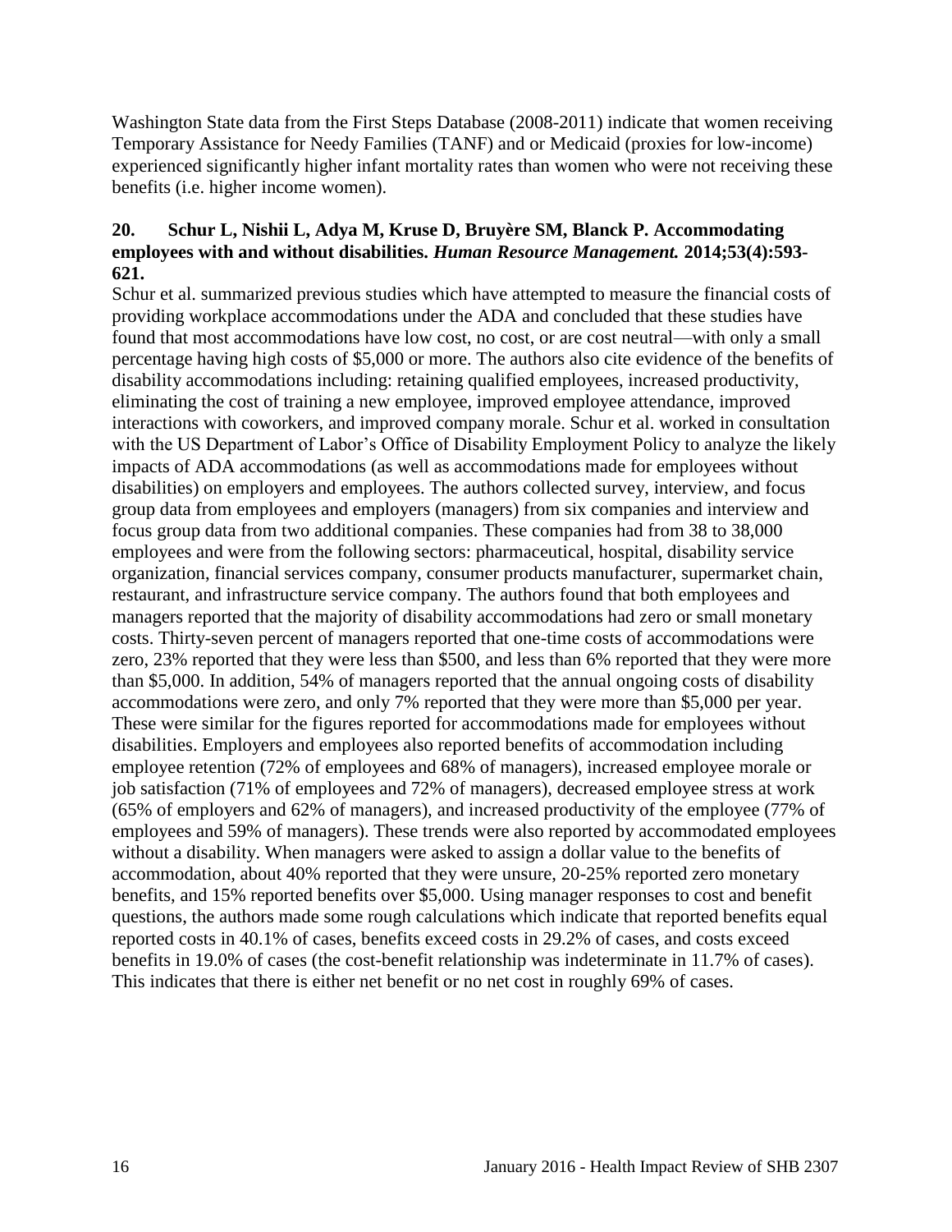Washington State data from the First Steps Database (2008-2011) indicate that women receiving Temporary Assistance for Needy Families (TANF) and or Medicaid (proxies for low-income) experienced significantly higher infant mortality rates than women who were not receiving these benefits (i.e. higher income women).

**20. Schur L, Nishii L, Adya M, Kruse D, Bruyère SM, Blanck P. Accommodating employees with and without disabilities. *Human Resource Management.* 2014;53(4):593-621.**

Schur et al. summarized previous studies which have attempted to measure the financial costs of providing workplace accommodations under the ADA and concluded that these studies have found that most accommodations have low cost, no cost, or are cost neutral—with only a small percentage having high costs of $5,000 or more. The authors also cite evidence of the benefits of disability accommodations including: retaining qualified employees, increased productivity, eliminating the cost of training a new employee, improved employee attendance, improved interactions with coworkers, and improved company morale. Schur et al. worked in consultation with the US Department of Labor's Office of Disability Employment Policy to analyze the likely impacts of ADA accommodations (as well as accommodations made for employees without disabilities) on employers and employees. The authors collected survey, interview, and focus group data from employees and employers (managers) from six companies and interview and focus group data from two additional companies. These companies had from 38 to 38,000 employees and were from the following sectors: pharmaceutical, hospital, disability service organization, financial services company, consumer products manufacturer, supermarket chain, restaurant, and infrastructure service company. The authors found that both employees and managers reported that the majority of disability accommodations had zero or small monetary costs. Thirty-seven percent of managers reported that one-time costs of accommodations were zero, 23% reported that they were less than $500, and less than 6% reported that they were more than $5,000. In addition, 54% of managers reported that the annual ongoing costs of disability accommodations were zero, and only 7% reported that they were more than $5,000 per year. These were similar for the figures reported for accommodations made for employees without disabilities. Employers and employees also reported benefits of accommodation including employee retention (72% of employees and 68% of managers), increased employee morale or job satisfaction (71% of employees and 72% of managers), decreased employee stress at work (65% of employers and 62% of managers), and increased productivity of the employee (77% of employees and 59% of managers). These trends were also reported by accommodated employees without a disability. When managers were asked to assign a dollar value to the benefits of accommodation, about 40% reported that they were unsure, 20-25% reported zero monetary benefits, and 15% reported benefits over $5,000. Using manager responses to cost and benefit questions, the authors made some rough calculations which indicate that reported benefits equal reported costs in 40.1% of cases, benefits exceed costs in 29.2% of cases, and costs exceed benefits in 19.0% of cases (the cost-benefit relationship was indeterminate in 11.7% of cases). This indicates that there is either net benefit or no net cost in roughly 69% of cases.